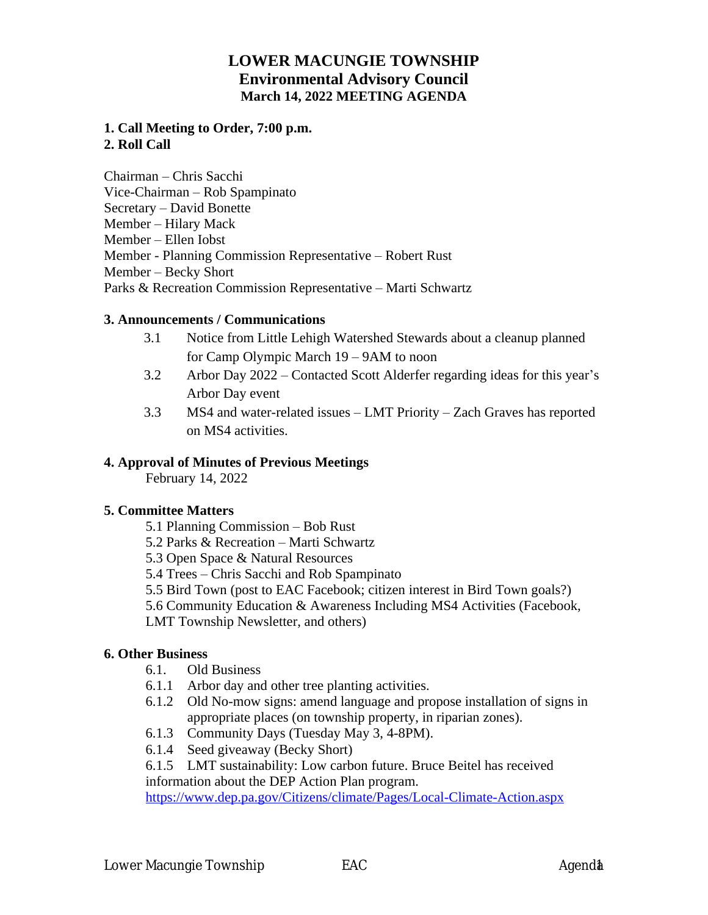# LOWER MACUNGIE TOWNSHIP
## Environmental Advisory Council
### March 14, 2022 MEETING AGENDA

**1. Call Meeting to Order, 7:00 p.m.**
**2. Roll Call**

Chairman – Chris Sacchi
Vice-Chairman – Rob Spampinato
Secretary – David Bonette
Member – Hilary Mack
Member – Ellen Iobst
Member - Planning Commission Representative – Robert Rust
Member – Becky Short
Parks & Recreation Commission Representative – Marti Schwartz

**3. Announcements / Communications**

3.1 Notice from Little Lehigh Watershed Stewards about a cleanup planned for Camp Olympic March 19 – 9AM to noon

3.2 Arbor Day 2022 – Contacted Scott Alderfer regarding ideas for this year's Arbor Day event

3.3 MS4 and water-related issues – LMT Priority – Zach Graves has reported on MS4 activities.

**4. Approval of Minutes of Previous Meetings**

February 14, 2022

**5. Committee Matters**

5.1 Planning Commission – Bob Rust
5.2 Parks & Recreation – Marti Schwartz
5.3 Open Space & Natural Resources
5.4 Trees – Chris Sacchi and Rob Spampinato
5.5 Bird Town (post to EAC Facebook; citizen interest in Bird Town goals?)
5.6 Community Education & Awareness Including MS4 Activities (Facebook, LMT Township Newsletter, and others)

**6. Other Business**

6.1. Old Business
6.1.1 Arbor day and other tree planting activities.
6.1.2 Old No-mow signs: amend language and propose installation of signs in appropriate places (on township property, in riparian zones).
6.1.3 Community Days (Tuesday May 3, 4-8PM).
6.1.4 Seed giveaway (Becky Short)
6.1.5 LMT sustainability: Low carbon future. Bruce Beitel has received information about the DEP Action Plan program.
https://www.dep.pa.gov/Citizens/climate/Pages/Local-Climate-Action.aspx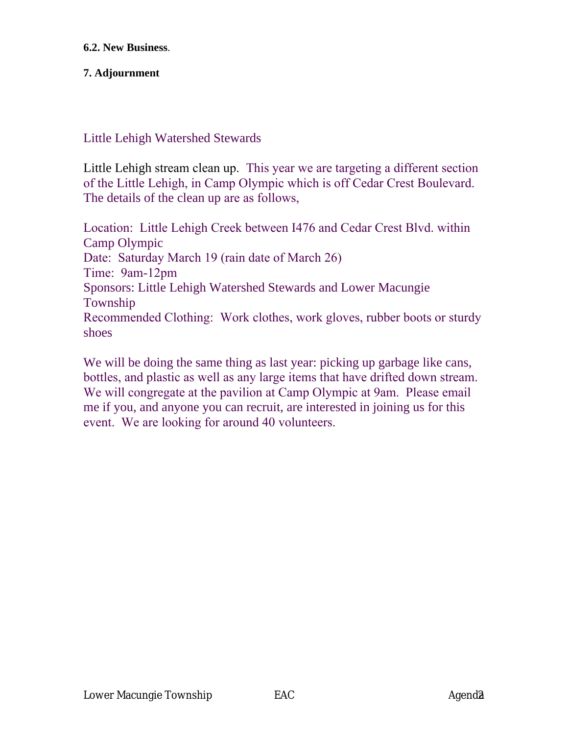**6.2. New Business**.

**7. Adjournment**

Little Lehigh Watershed Stewards

Little Lehigh stream clean up. This year we are targeting a different section of the Little Lehigh, in Camp Olympic which is off Cedar Crest Boulevard. The details of the clean up are as follows,

Location: Little Lehigh Creek between I476 and Cedar Crest Blvd. within Camp Olympic
Date: Saturday March 19 (rain date of March 26)
Time: 9am-12pm
Sponsors: Little Lehigh Watershed Stewards and Lower Macungie Township
Recommended Clothing: Work clothes, work gloves, rubber boots or sturdy shoes

We will be doing the same thing as last year: picking up garbage like cans, bottles, and plastic as well as any large items that have drifted down stream. We will congregate at the pavilion at Camp Olympic at 9am. Please email me if you, and anyone you can recruit, are interested in joining us for this event. We are looking for around 40 volunteers.